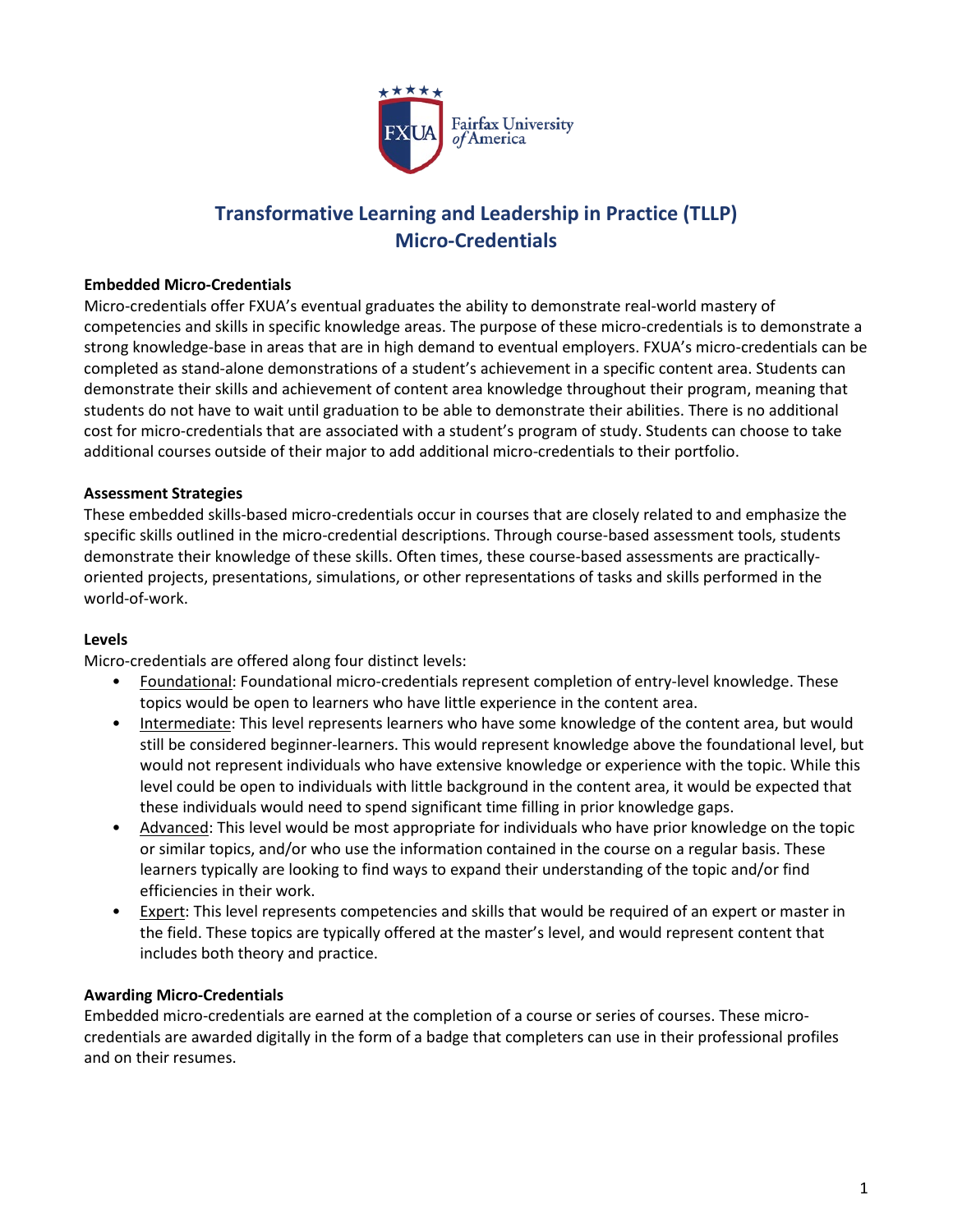# Transformative Learning and Leadership in Practice (TLLP) Micro-Credentials

**Embedded Micro-Credentials**

Micro-credentials offer FXUA's eventual graduates the ability to demonstrate real-world mastery of competencies and skills in specific knowledge areas. The purpose of these micro-credentials is to demonstrate a strong knowledge-base in areas that are in high demand to eventual employers. FXUA's micro-credentials can be completed as stand-alone demonstrations of a student's achievement in a specific content area. Students can demonstrate their skills and achievement of content area knowledge throughout their program, meaning that students do not have to wait until graduation to be able to demonstrate their abilities. There is no additional cost for micro-credentials that are associated with a student's program of study. Students can choose to take additional courses outside of their major to add additional micro-credentials to their portfolio.

**Assessment Strategies**

These embedded skills-based micro-credentials occur in courses that are closely related to and emphasize the specific skills outlined in the micro-credential descriptions. Through course-based assessment tools, students demonstrate their knowledge of these skills. Often times, these course-based assessments are practically-oriented projects, presentations, simulations, or other representations of tasks and skills performed in the world-of-work.

**Levels**

Micro-credentials are offered along four distinct levels:

- Foundational: Foundational micro-credentials represent completion of entry-level knowledge. These topics would be open to learners who have little experience in the content area.
- Intermediate: This level represents learners who have some knowledge of the content area, but would still be considered beginner-learners. This would represent knowledge above the foundational level, but would not represent individuals who have extensive knowledge or experience with the topic. While this level could be open to individuals with little background in the content area, it would be expected that these individuals would need to spend significant time filling in prior knowledge gaps.
- Advanced: This level would be most appropriate for individuals who have prior knowledge on the topic or similar topics, and/or who use the information contained in the course on a regular basis. These learners typically are looking to find ways to expand their understanding of the topic and/or find efficiencies in their work.
- Expert: This level represents competencies and skills that would be required of an expert or master in the field. These topics are typically offered at the master's level, and would represent content that includes both theory and practice.

**Awarding Micro-Credentials**

Embedded micro-credentials are earned at the completion of a course or series of courses. These micro-credentials are awarded digitally in the form of a badge that completers can use in their professional profiles and on their resumes.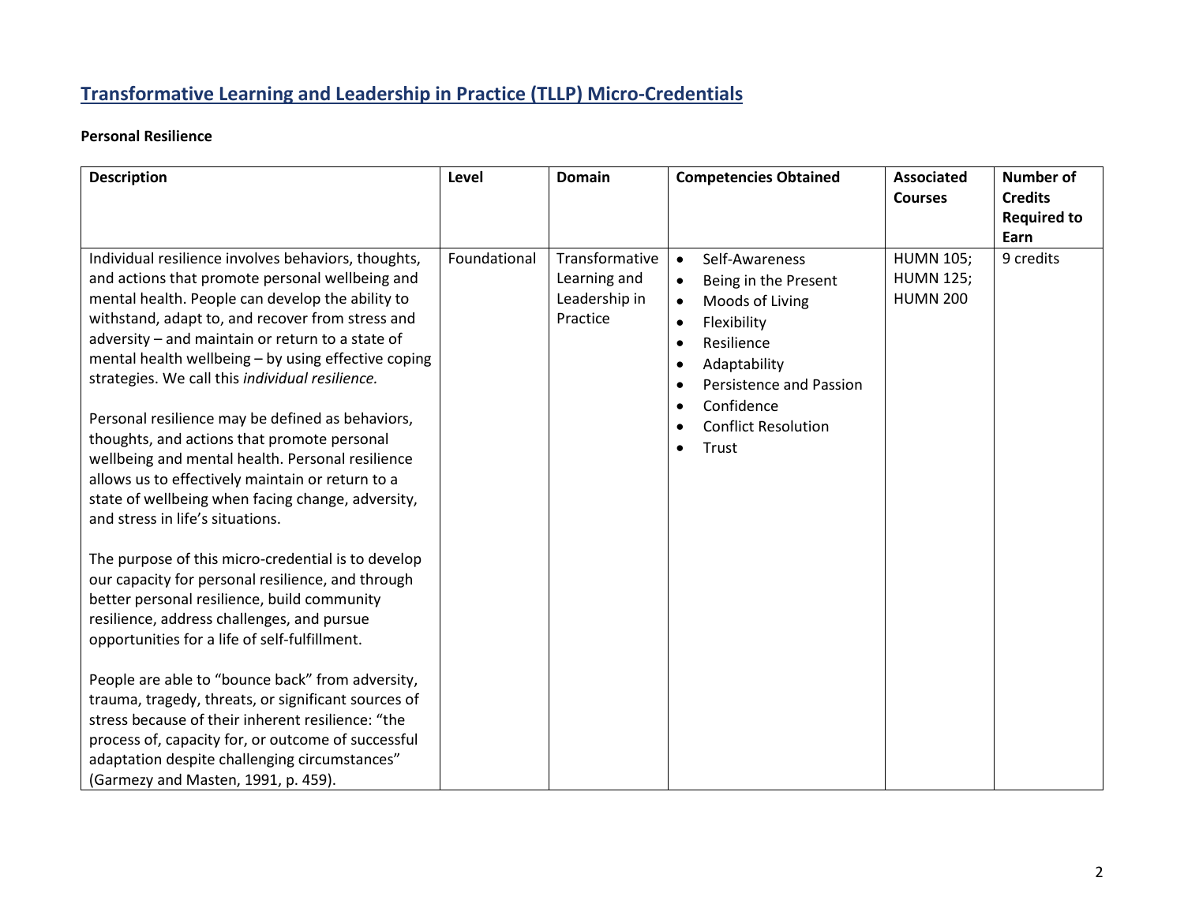## Transformative Learning and Leadership in Practice (TLLP) Micro-Credentials

**Personal Resilience**

| Description | Level | Domain | Competencies Obtained | Associated Courses | Number of Credits Required to Earn |
|---|---|---|---|---|---|
| Individual resilience involves behaviors, thoughts, and actions that promote personal wellbeing and mental health. People can develop the ability to withstand, adapt to, and recover from stress and adversity – and maintain or return to a state of mental health wellbeing – by using effective coping strategies. We call this *individual resilience.*<br><br>Personal resilience may be defined as behaviors, thoughts, and actions that promote personal wellbeing and mental health. Personal resilience allows us to effectively maintain or return to a state of wellbeing when facing change, adversity, and stress in life's situations.<br><br>The purpose of this micro-credential is to develop our capacity for personal resilience, and through better personal resilience, build community resilience, address challenges, and pursue opportunities for a life of self-fulfillment.<br><br>People are able to "bounce back" from adversity, trauma, tragedy, threats, or significant sources of stress because of their inherent resilience: "the process of, capacity for, or outcome of successful adaptation despite challenging circumstances" (Garmezy and Masten, 1991, p. 459). | Foundational | Transformative Learning and Leadership in Practice | • Self-Awareness<br>• Being in the Present<br>• Moods of Living<br>• Flexibility<br>• Resilience<br>• Adaptability<br>• Persistence and Passion<br>• Confidence<br>• Conflict Resolution<br>• Trust | HUMN 105;<br>HUMN 125;<br>HUMN 200 | 9 credits |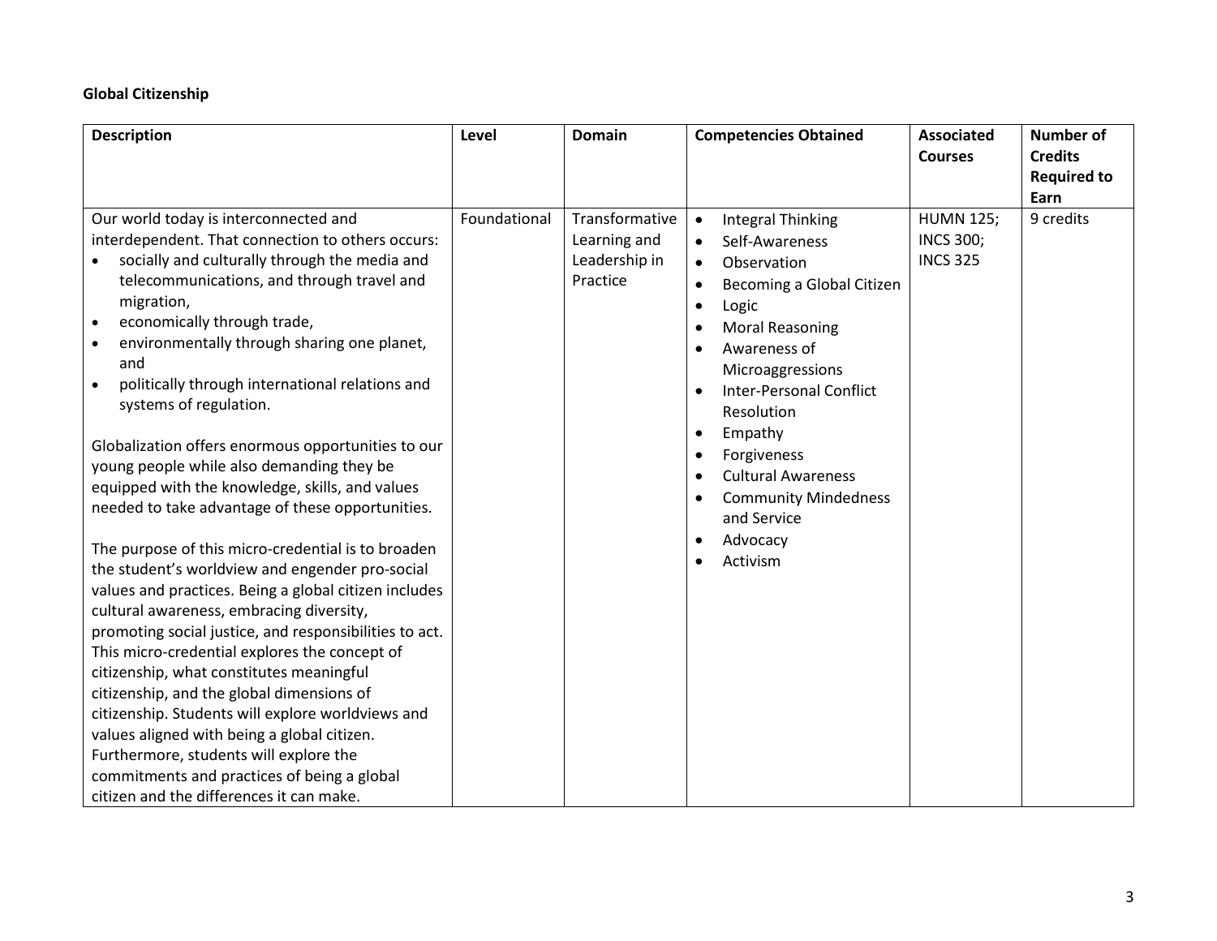**Global Citizenship**

| Description | Level | Domain | Competencies Obtained | Associated Courses | Number of Credits Required to Earn |
|---|---|---|---|---|---|
| Our world today is interconnected and interdependent. That connection to others occurs:<br>• socially and culturally through the media and telecommunications, and through travel and migration,<br>• economically through trade,<br>• environmentally through sharing one planet, and<br>• politically through international relations and systems of regulation.<br><br>Globalization offers enormous opportunities to our young people while also demanding they be equipped with the knowledge, skills, and values needed to take advantage of these opportunities.<br><br>The purpose of this micro-credential is to broaden the student's worldview and engender pro-social values and practices. Being a global citizen includes cultural awareness, embracing diversity, promoting social justice, and responsibilities to act. This micro-credential explores the concept of citizenship, what constitutes meaningful citizenship, and the global dimensions of citizenship. Students will explore worldviews and values aligned with being a global citizen. Furthermore, students will explore the commitments and practices of being a global citizen and the differences it can make. | Foundational | Transformative Learning and Leadership in Practice | • Integral Thinking<br>• Self-Awareness<br>• Observation<br>• Becoming a Global Citizen<br>• Logic<br>• Moral Reasoning<br>• Awareness of Microaggressions<br>• Inter-Personal Conflict Resolution<br>• Empathy<br>• Forgiveness<br>• Cultural Awareness<br>• Community Mindedness and Service<br>• Advocacy<br>• Activism | HUMN 125; INCS 300; INCS 325 | 9 credits |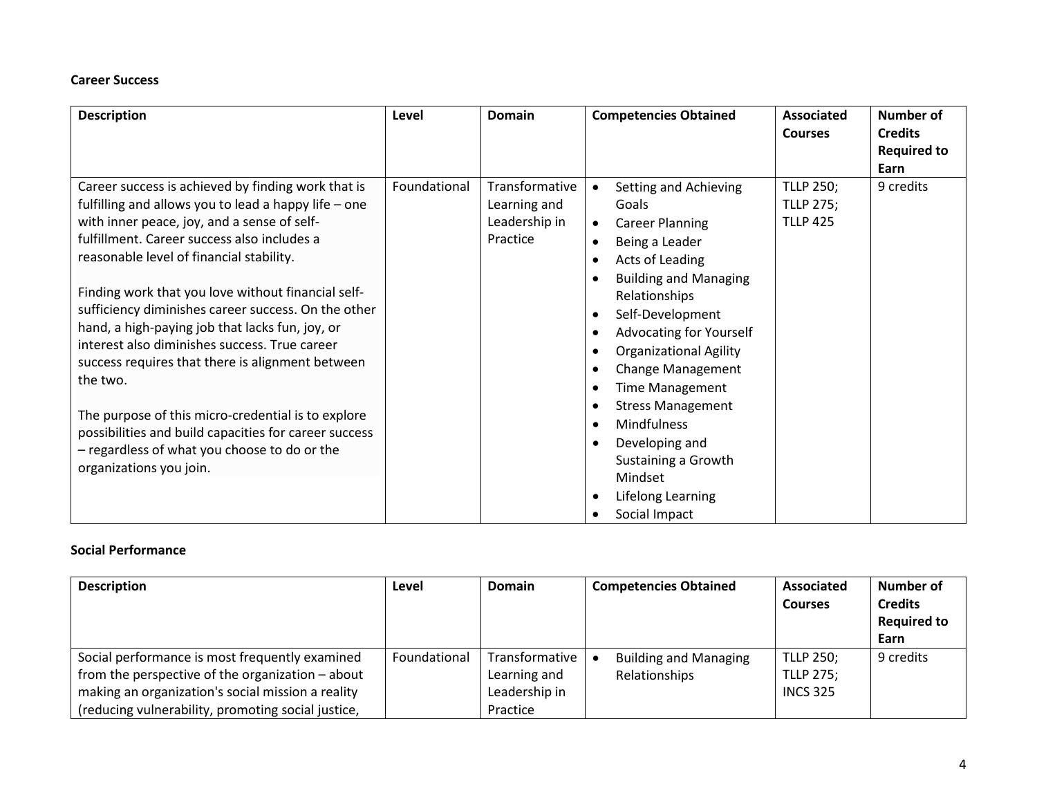**Career Success**

| Description | Level | Domain | Competencies Obtained | Associated Courses | Number of Credits Required to Earn |
|---|---|---|---|---|---|
| Career success is achieved by finding work that is fulfilling and allows you to lead a happy life – one with inner peace, joy, and a sense of self-fulfillment. Career success also includes a reasonable level of financial stability.<br><br>Finding work that you love without financial self-sufficiency diminishes career success. On the other hand, a high-paying job that lacks fun, joy, or interest also diminishes success. True career success requires that there is alignment between the two.<br><br>The purpose of this micro-credential is to explore possibilities and build capacities for career success – regardless of what you choose to do or the organizations you join. | Foundational | Transformative Learning and Leadership in Practice | • Setting and Achieving Goals<br>• Career Planning<br>• Being a Leader<br>• Acts of Leading<br>• Building and Managing Relationships<br>• Self-Development<br>• Advocating for Yourself<br>• Organizational Agility<br>• Change Management<br>• Time Management<br>• Stress Management<br>• Mindfulness<br>• Developing and Sustaining a Growth Mindset<br>• Lifelong Learning<br>• Social Impact | TLLP 250; TLLP 275; TLLP 425 | 9 credits |

**Social Performance**

| Description | Level | Domain | Competencies Obtained | Associated Courses | Number of Credits Required to Earn |
|---|---|---|---|---|---|
| Social performance is most frequently examined from the perspective of the organization – about making an organization's social mission a reality (reducing vulnerability, promoting social justice, | Foundational | Transformative Learning and Leadership in Practice | • Building and Managing Relationships | TLLP 250; TLLP 275; INCS 325 | 9 credits |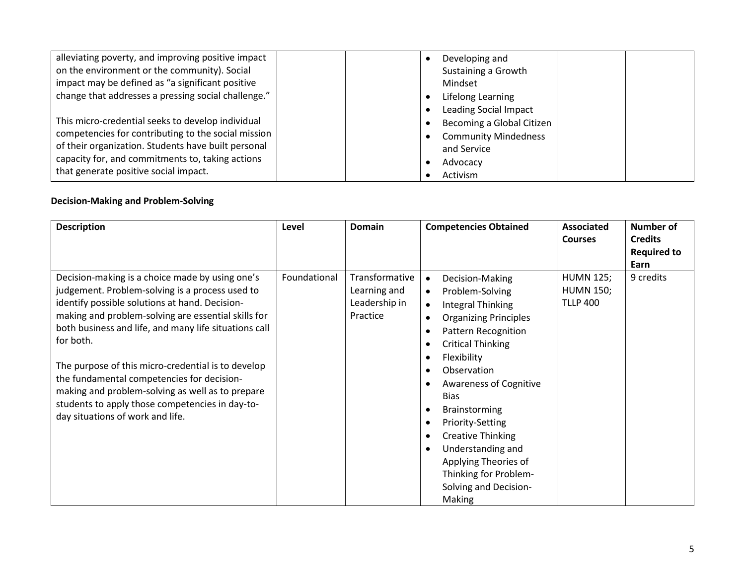| | | | | | |
|---|---|---|---|---|---|
| alleviating poverty, and improving positive impact on the environment or the community). Social impact may be defined as "a significant positive change that addresses a pressing social challenge."<br><br>This micro-credential seeks to develop individual competencies for contributing to the social mission of their organization. Students have built personal capacity for, and commitments to, taking actions that generate positive social impact. | | | • Developing and Sustaining a Growth Mindset<br>• Lifelong Learning<br>• Leading Social Impact<br>• Becoming a Global Citizen<br>• Community Mindedness and Service<br>• Advocacy<br>• Activism | | |

**Decision-Making and Problem-Solving**

| Description | Level | Domain | Competencies Obtained | Associated Courses | Number of Credits Required to Earn |
|---|---|---|---|---|---|
| Decision-making is a choice made by using one's judgement. Problem-solving is a process used to identify possible solutions at hand. Decision-making and problem-solving are essential skills for both business and life, and many life situations call for both.<br><br>The purpose of this micro-credential is to develop the fundamental competencies for decision-making and problem-solving as well as to prepare students to apply those competencies in day-to-day situations of work and life. | Foundational | Transformative Learning and Leadership in Practice | • Decision-Making<br>• Problem-Solving<br>• Integral Thinking<br>• Organizing Principles<br>• Pattern Recognition<br>• Critical Thinking<br>• Flexibility<br>• Observation<br>• Awareness of Cognitive Bias<br>• Brainstorming<br>• Priority-Setting<br>• Creative Thinking<br>• Understanding and Applying Theories of Thinking for Problem-Solving and Decision-Making | HUMN 125; HUMN 150; TLLP 400 | 9 credits |